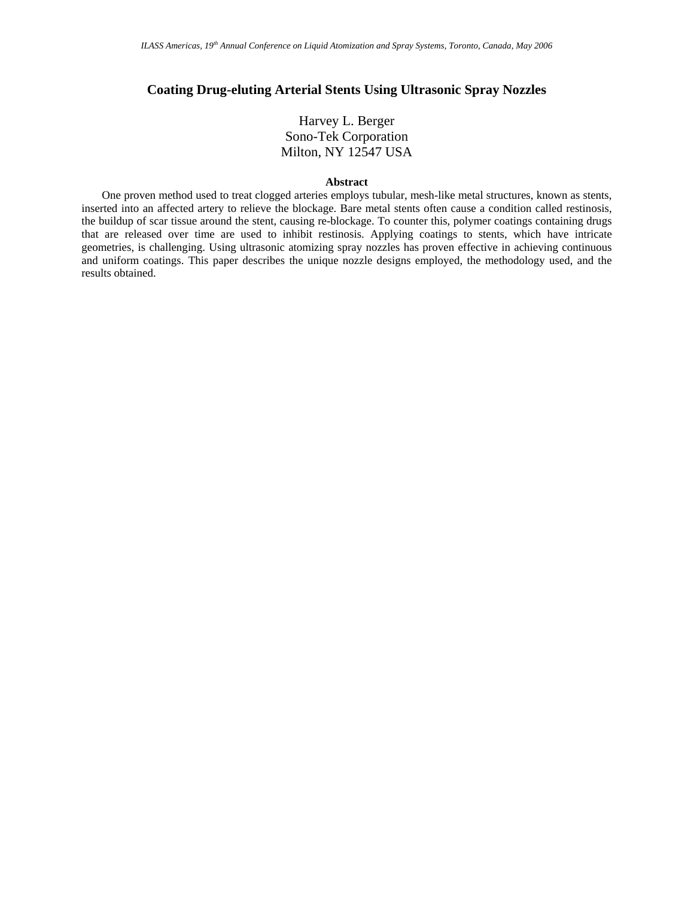# Coating Drug-eluting Arterial Stents Using Ultrasonic Spray Nozzles

Harvey L. Berger
Sono-Tek Corporation
Milton, NY 12547 USA

## Abstract

One proven method used to treat clogged arteries employs tubular, mesh-like metal structures, known as stents, inserted into an affected artery to relieve the blockage. Bare metal stents often cause a condition called restinosis, the buildup of scar tissue around the stent, causing re-blockage. To counter this, polymer coatings containing drugs that are released over time are used to inhibit restinosis. Applying coatings to stents, which have intricate geometries, is challenging. Using ultrasonic atomizing spray nozzles has proven effective in achieving continuous and uniform coatings. This paper describes the unique nozzle designs employed, the methodology used, and the results obtained.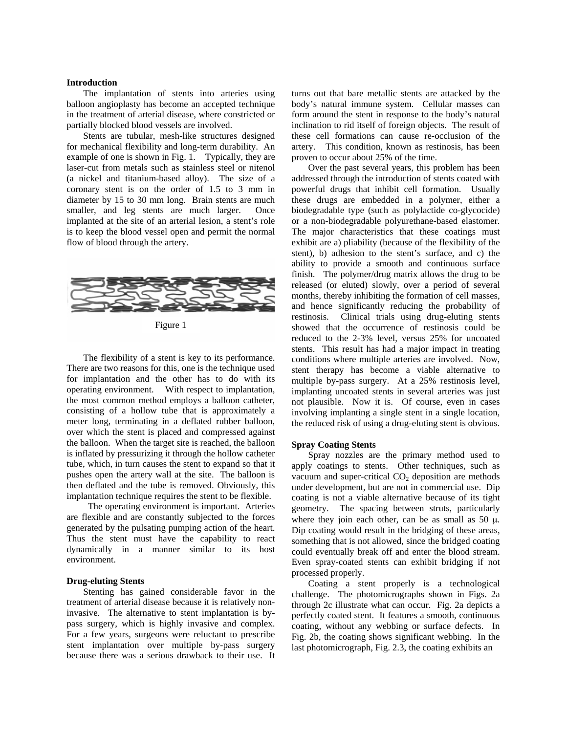## Introduction

The implantation of stents into arteries using balloon angioplasty has become an accepted technique in the treatment of arterial disease, where constricted or partially blocked blood vessels are involved.

Stents are tubular, mesh-like structures designed for mechanical flexibility and long-term durability. An example of one is shown in Fig. 1. Typically, they are laser-cut from metals such as stainless steel or nitenol (a nickel and titanium-based alloy). The size of a coronary stent is on the order of 1.5 to 3 mm in diameter by 15 to 30 mm long. Brain stents are much smaller, and leg stents are much larger. Once implanted at the site of an arterial lesion, a stent's role is to keep the blood vessel open and permit the normal flow of blood through the artery.

Figure 1

The flexibility of a stent is key to its performance. There are two reasons for this, one is the technique used for implantation and the other has to do with its operating environment. With respect to implantation, the most common method employs a balloon catheter, consisting of a hollow tube that is approximately a meter long, terminating in a deflated rubber balloon, over which the stent is placed and compressed against the balloon. When the target site is reached, the balloon is inflated by pressurizing it through the hollow catheter tube, which, in turn causes the stent to expand so that it pushes open the artery wall at the site. The balloon is then deflated and the tube is removed. Obviously, this implantation technique requires the stent to be flexible.

The operating environment is important. Arteries are flexible and are constantly subjected to the forces generated by the pulsating pumping action of the heart. Thus the stent must have the capability to react dynamically in a manner similar to its host environment.

## Drug-eluting Stents

Stenting has gained considerable favor in the treatment of arterial disease because it is relatively non-invasive. The alternative to stent implantation is by-pass surgery, which is highly invasive and complex. For a few years, surgeons were reluctant to prescribe stent implantation over multiple by-pass surgery because there was a serious drawback to their use. It turns out that bare metallic stents are attacked by the body's natural immune system. Cellular masses can form around the stent in response to the body's natural inclination to rid itself of foreign objects. The result of these cell formations can cause re-occlusion of the artery. This condition, known as restinosis, has been proven to occur about 25% of the time.

Over the past several years, this problem has been addressed through the introduction of stents coated with powerful drugs that inhibit cell formation. Usually these drugs are embedded in a polymer, either a biodegradable type (such as polylactide co-glycocide) or a non-biodegradable polyurethane-based elastomer. The major characteristics that these coatings must exhibit are a) pliability (because of the flexibility of the stent), b) adhesion to the stent's surface, and c) the ability to provide a smooth and continuous surface finish. The polymer/drug matrix allows the drug to be released (or eluted) slowly, over a period of several months, thereby inhibiting the formation of cell masses, and hence significantly reducing the probability of restinosis. Clinical trials using drug-eluting stents showed that the occurrence of restinosis could be reduced to the 2-3% level, versus 25% for uncoated stents. This result has had a major impact in treating conditions where multiple arteries are involved. Now, stent therapy has become a viable alternative to multiple by-pass surgery. At a 25% restinosis level, implanting uncoated stents in several arteries was just not plausible. Now it is. Of course, even in cases involving implanting a single stent in a single location, the reduced risk of using a drug-eluting stent is obvious.

## Spray Coating Stents

Spray nozzles are the primary method used to apply coatings to stents. Other techniques, such as vacuum and super-critical $CO_2$ deposition are methods under development, but are not in commercial use. Dip coating is not a viable alternative because of its tight geometry. The spacing between struts, particularly where they join each other, can be as small as 50 μ. Dip coating would result in the bridging of these areas, something that is not allowed, since the bridged coating could eventually break off and enter the blood stream. Even spray-coated stents can exhibit bridging if not processed properly.

Coating a stent properly is a technological challenge. The photomicrographs shown in Figs. 2a through 2c illustrate what can occur. Fig. 2a depicts a perfectly coated stent. It features a smooth, continuous coating, without any webbing or surface defects. In Fig. 2b, the coating shows significant webbing. In the last photomicrograph, Fig. 2.3, the coating exhibits an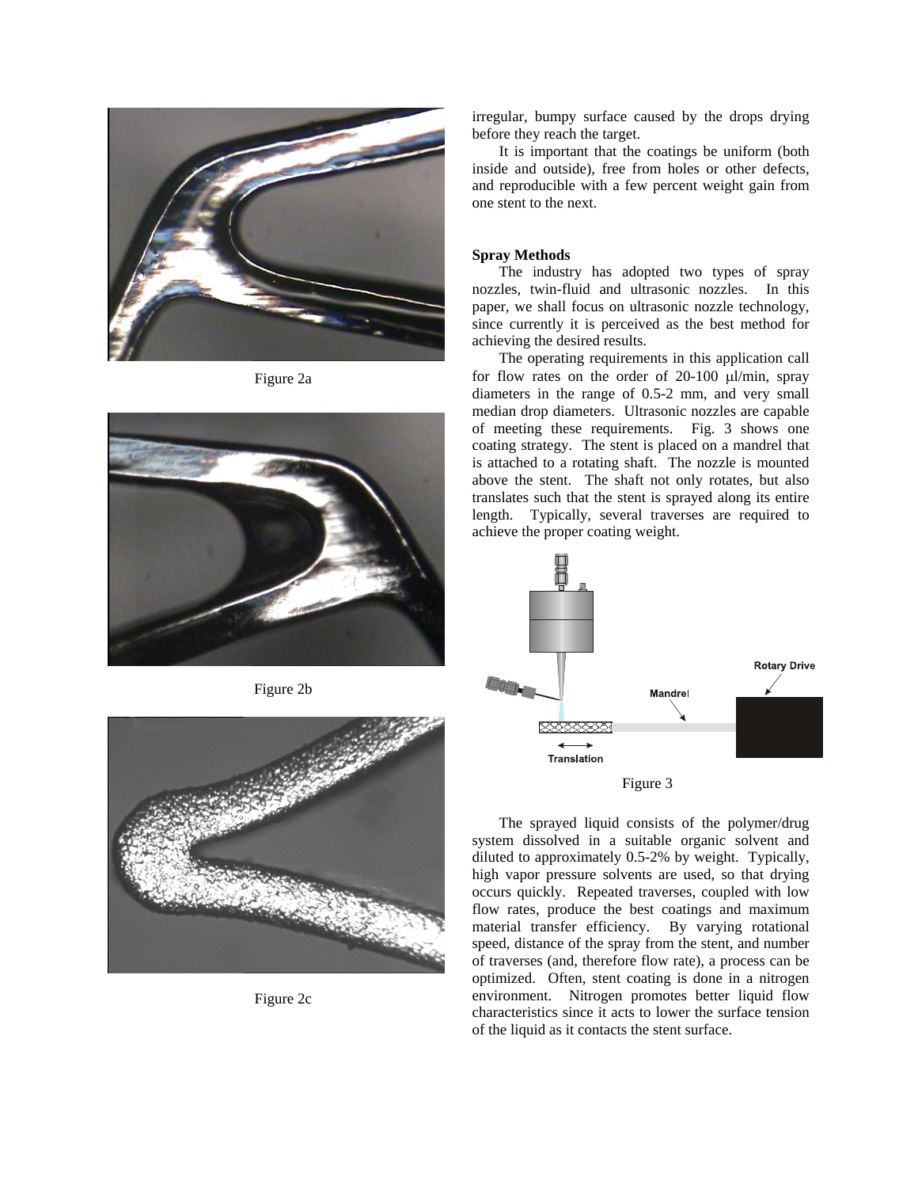Figure 2a

Figure 2b

Figure 2c

irregular, bumpy surface caused by the drops drying before they reach the target.

It is important that the coatings be uniform (both inside and outside), free from holes or other defects, and reproducible with a few percent weight gain from one stent to the next.

**Spray Methods**

The industry has adopted two types of spray nozzles, twin-fluid and ultrasonic nozzles. In this paper, we shall focus on ultrasonic nozzle technology, since currently it is perceived as the best method for achieving the desired results.

The operating requirements in this application call for flow rates on the order of 20-100 μl/min, spray diameters in the range of 0.5-2 mm, and very small median drop diameters. Ultrasonic nozzles are capable of meeting these requirements. Fig. 3 shows one coating strategy. The stent is placed on a mandrel that is attached to a rotating shaft. The nozzle is mounted above the stent. The shaft not only rotates, but also translates such that the stent is sprayed along its entire length. Typically, several traverses are required to achieve the proper coating weight.

Figure 3

The sprayed liquid consists of the polymer/drug system dissolved in a suitable organic solvent and diluted to approximately 0.5-2% by weight. Typically, high vapor pressure solvents are used, so that drying occurs quickly. Repeated traverses, coupled with low flow rates, produce the best coatings and maximum material transfer efficiency. By varying rotational speed, distance of the spray from the stent, and number of traverses (and, therefore flow rate), a process can be optimized. Often, stent coating is done in a nitrogen environment. Nitrogen promotes better liquid flow characteristics since it acts to lower the surface tension of the liquid as it contacts the stent surface.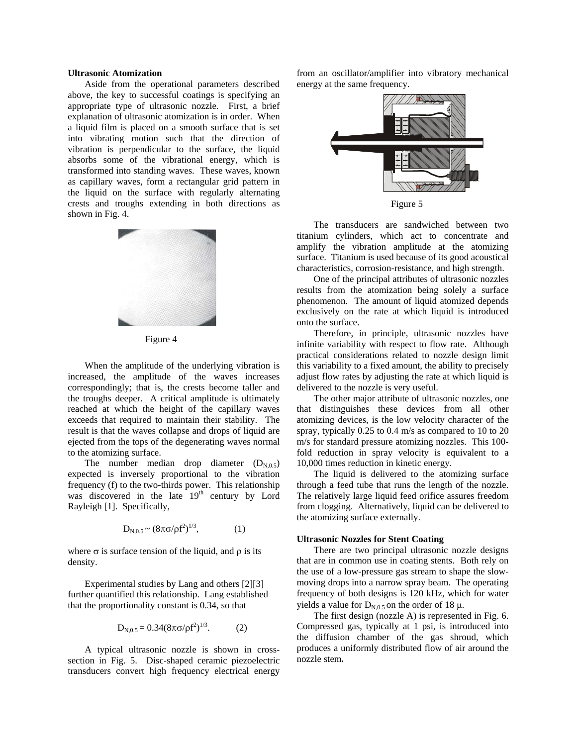### Ultrasonic Atomization

Aside from the operational parameters described above, the key to successful coatings is specifying an appropriate type of ultrasonic nozzle. First, a brief explanation of ultrasonic atomization is in order. When a liquid film is placed on a smooth surface that is set into vibrating motion such that the direction of vibration is perpendicular to the surface, the liquid absorbs some of the vibrational energy, which is transformed into standing waves. These waves, known as capillary waves, form a rectangular grid pattern in the liquid on the surface with regularly alternating crests and troughs extending in both directions as shown in Fig. 4.

Figure 4

When the amplitude of the underlying vibration is increased, the amplitude of the waves increases correspondingly; that is, the crests become taller and the troughs deeper. A critical amplitude is ultimately reached at which the height of the capillary waves exceeds that required to maintain their stability. The result is that the waves collapse and drops of liquid are ejected from the tops of the degenerating waves normal to the atomizing surface.

The number median drop diameter ($D_{N,0.5}$) expected is inversely proportional to the vibration frequency (f) to the two-thirds power. This relationship was discovered in the late 19th century by Lord Rayleigh [1]. Specifically,

$$D_{N,0.5} \sim (8\pi\sigma/\rho f^2)^{1/3}, \qquad (1)$$

where $\sigma$ is surface tension of the liquid, and $\rho$ is its density.

Experimental studies by Lang and others [2][3] further quantified this relationship. Lang established that the proportionality constant is 0.34, so that

$$D_{N,0.5} = 0.34(8\pi\sigma/\rho f^2)^{1/3}. \qquad (2)$$

A typical ultrasonic nozzle is shown in cross-section in Fig. 5. Disc-shaped ceramic piezoelectric transducers convert high frequency electrical energy from an oscillator/amplifier into vibratory mechanical energy at the same frequency.

Figure 5

The transducers are sandwiched between two titanium cylinders, which act to concentrate and amplify the vibration amplitude at the atomizing surface. Titanium is used because of its good acoustical characteristics, corrosion-resistance, and high strength.

One of the principal attributes of ultrasonic nozzles results from the atomization being solely a surface phenomenon. The amount of liquid atomized depends exclusively on the rate at which liquid is introduced onto the surface.

Therefore, in principle, ultrasonic nozzles have infinite variability with respect to flow rate. Although practical considerations related to nozzle design limit this variability to a fixed amount, the ability to precisely adjust flow rates by adjusting the rate at which liquid is delivered to the nozzle is very useful.

The other major attribute of ultrasonic nozzles, one that distinguishes these devices from all other atomizing devices, is the low velocity character of the spray, typically 0.25 to 0.4 m/s as compared to 10 to 20 m/s for standard pressure atomizing nozzles. This 100-fold reduction in spray velocity is equivalent to a 10,000 times reduction in kinetic energy.

The liquid is delivered to the atomizing surface through a feed tube that runs the length of the nozzle. The relatively large liquid feed orifice assures freedom from clogging. Alternatively, liquid can be delivered to the atomizing surface externally.

### Ultrasonic Nozzles for Stent Coating

There are two principal ultrasonic nozzle designs that are in common use in coating stents. Both rely on the use of a low-pressure gas stream to shape the slow-moving drops into a narrow spray beam. The operating frequency of both designs is 120 kHz, which for water yields a value for $D_{N,0.5}$ on the order of 18 $\mu$.

The first design (nozzle A) is represented in Fig. 6. Compressed gas, typically at 1 psi, is introduced into the diffusion chamber of the gas shroud, which produces a uniformly distributed flow of air around the nozzle stem.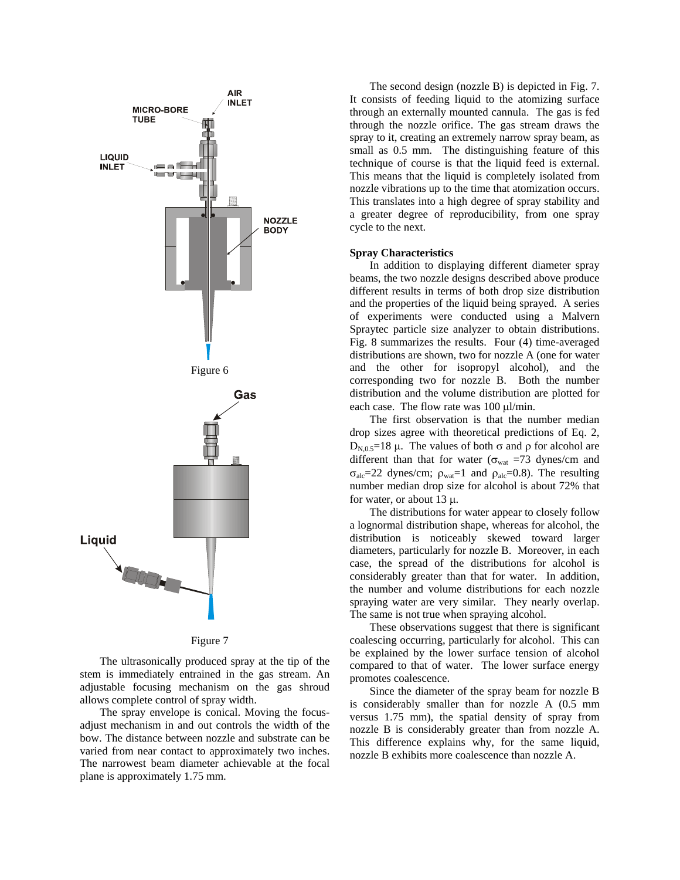Figure 6

Figure 7

The ultrasonically produced spray at the tip of the stem is immediately entrained in the gas stream. An adjustable focusing mechanism on the gas shroud allows complete control of spray width.

The spray envelope is conical. Moving the focus-adjust mechanism in and out controls the width of the bow. The distance between nozzle and substrate can be varied from near contact to approximately two inches. The narrowest beam diameter achievable at the focal plane is approximately 1.75 mm.

The second design (nozzle B) is depicted in Fig. 7. It consists of feeding liquid to the atomizing surface through an externally mounted cannula. The gas is fed through the nozzle orifice. The gas stream draws the spray to it, creating an extremely narrow spray beam, as small as 0.5 mm. The distinguishing feature of this technique of course is that the liquid feed is external. This means that the liquid is completely isolated from nozzle vibrations up to the time that atomization occurs. This translates into a high degree of spray stability and a greater degree of reproducibility, from one spray cycle to the next.

**Spray Characteristics**

In addition to displaying different diameter spray beams, the two nozzle designs described above produce different results in terms of both drop size distribution and the properties of the liquid being sprayed. A series of experiments were conducted using a Malvern Spraytec particle size analyzer to obtain distributions. Fig. 8 summarizes the results. Four (4) time-averaged distributions are shown, two for nozzle A (one for water and the other for isopropyl alcohol), and the corresponding two for nozzle B. Both the number distribution and the volume distribution are plotted for each case. The flow rate was 100 μl/min.

The first observation is that the number median drop sizes agree with theoretical predictions of Eq. 2, $D_{N,0.5}$=18 μ. The values of both $\sigma$ and $\rho$ for alcohol are different than that for water ($\sigma_{wat}$ =73 dynes/cm and $\sigma_{alc}$=22 dynes/cm; $\rho_{wat}$=1 and $\rho_{alc}$=0.8). The resulting number median drop size for alcohol is about 72% that for water, or about 13 μ.

The distributions for water appear to closely follow a lognormal distribution shape, whereas for alcohol, the distribution is noticeably skewed toward larger diameters, particularly for nozzle B. Moreover, in each case, the spread of the distributions for alcohol is considerably greater than that for water. In addition, the number and volume distributions for each nozzle spraying water are very similar. They nearly overlap. The same is not true when spraying alcohol.

These observations suggest that there is significant coalescing occurring, particularly for alcohol. This can be explained by the lower surface tension of alcohol compared to that of water. The lower surface energy promotes coalescence.

Since the diameter of the spray beam for nozzle B is considerably smaller than for nozzle A (0.5 mm versus 1.75 mm), the spatial density of spray from nozzle B is considerably greater than from nozzle A. This difference explains why, for the same liquid, nozzle B exhibits more coalescence than nozzle A.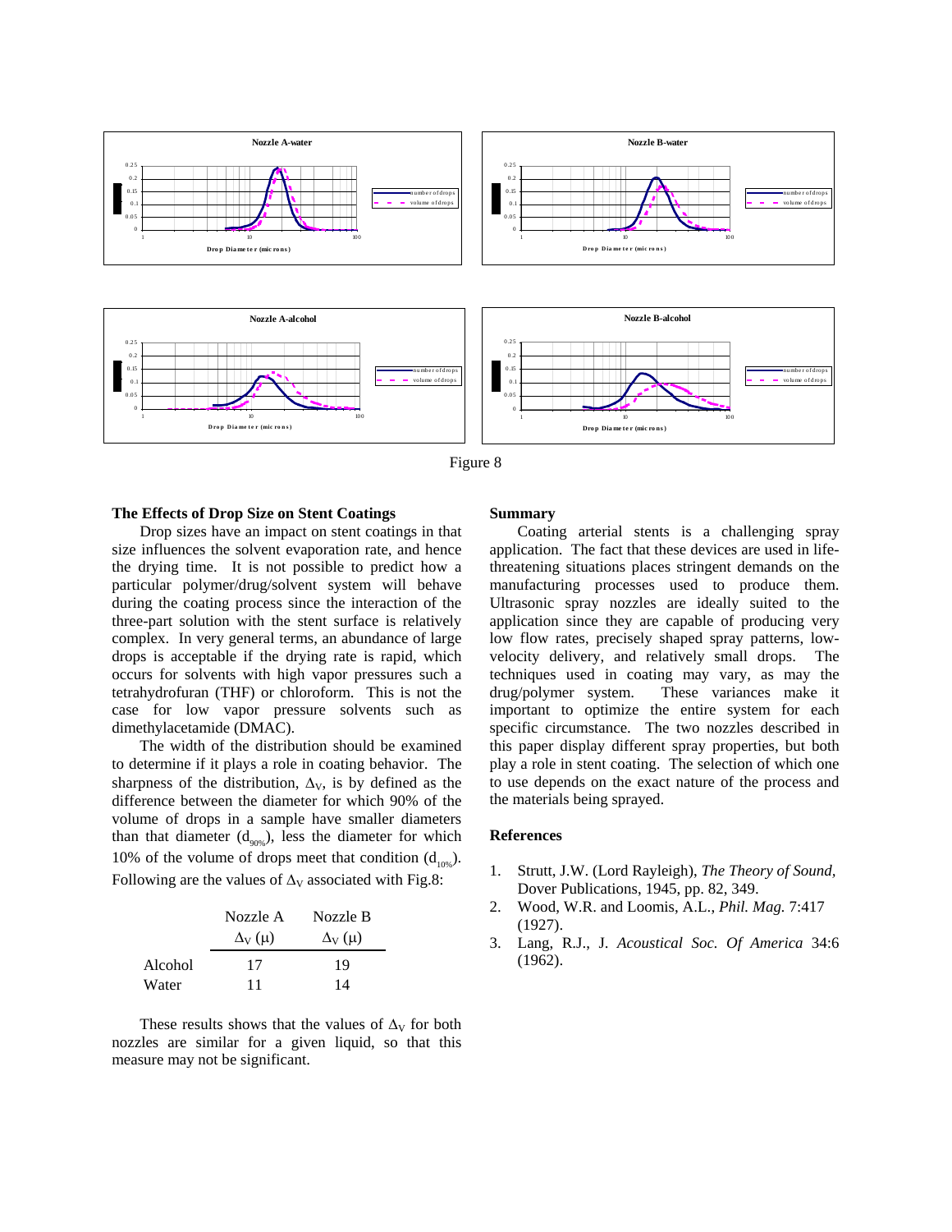Nozzle A-water

0.25
0.2
0.15
0.1
0.05
0

1
10
100

Drop Diameter (microns)

number of drops
volume of drops

Nozzle B-water

0.25
0.2
0.15
0.1
0.05
0

1
10
100

Drop Diameter (microns)

number of drops
volume of drops

Nozzle A-alcohol

0.25
0.2
0.15
0.1
0.05
0

1
10
100

Drop Diameter (microns)

number of drops
volume of drops

Nozzle B-alcohol

0.25
0.2
0.15
0.1
0.05
0

1
10
100

Drop Diameter (microns)

number of drops
volume of drops

Figure 8

### The Effects of Drop Size on Stent Coatings

Drop sizes have an impact on stent coatings in that size influences the solvent evaporation rate, and hence the drying time. It is not possible to predict how a particular polymer/drug/solvent system will behave during the coating process since the interaction of the three-part solution with the stent surface is relatively complex. In very general terms, an abundance of large drops is acceptable if the drying rate is rapid, which occurs for solvents with high vapor pressures such a tetrahydrofuran (THF) or chloroform. This is not the case for low vapor pressure solvents such as dimethylacetamide (DMAC).

The width of the distribution should be examined to determine if it plays a role in coating behavior. The sharpness of the distribution, $\Delta_V$, is by defined as the difference between the diameter for which 90% of the volume of drops in a sample have smaller diameters than that diameter ($d_{90\%}$), less the diameter for which 10% of the volume of drops meet that condition ($d_{10\%}$). Following are the values of $\Delta_V$ associated with Fig.8:

| | Nozzle A $\Delta_V$ (μ) | Nozzle B $\Delta_V$ (μ) |
|---|---|---|
| Alcohol | 17 | 19 |
| Water | 11 | 14 |

These results shows that the values of $\Delta_V$ for both nozzles are similar for a given liquid, so that this measure may not be significant.

### Summary

Coating arterial stents is a challenging spray application. The fact that these devices are used in life-threatening situations places stringent demands on the manufacturing processes used to produce them. Ultrasonic spray nozzles are ideally suited to the application since they are capable of producing very low flow rates, precisely shaped spray patterns, low-velocity delivery, and relatively small drops. The techniques used in coating may vary, as may the drug/polymer system. These variances make it important to optimize the entire system for each specific circumstance. The two nozzles described in this paper display different spray properties, but both play a role in stent coating. The selection of which one to use depends on the exact nature of the process and the materials being sprayed.

### References

1. Strutt, J.W. (Lord Rayleigh), *The Theory of Sound*, Dover Publications, 1945, pp. 82, 349.
2. Wood, W.R. and Loomis, A.L., *Phil. Mag.* 7:417 (1927).
3. Lang, R.J., J. *Acoustical Soc. Of America* 34:6 (1962).